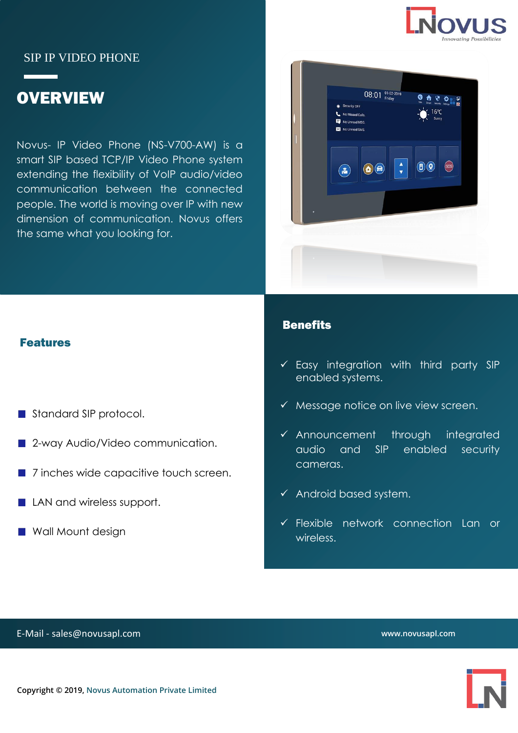SIP IP VIDEO PHONE

# OVERVIEW

Novus- IP Video Phone (NS-V700-AW) is a smart SIP based TCP/IP Video Phone system extending the flexibility of VoIP audio/video communication between the connected people. The world is moving over IP with new dimension of communication. Novus offers the same what you looking for.

## Features

- Standard SIP protocol.
- 2-way Audio/Video communication.
- 7 inches wide capacitive touch screen.
- LAN and wireless support.
- Wall Mount design

## Benefits

- ✓ Easy integration with third party SIP enabled systems.
- ✓ Message notice on live view screen.
- ✓ Announcement through integrated audio and SIP enabled security cameras.
- ✓ Android based system.
- ✓ Flexible network connection Lan or wireless.

E-Mail - sales@novusapl.com

www.novusapl.com

Copyright © 2019, Novus Automation Private Limited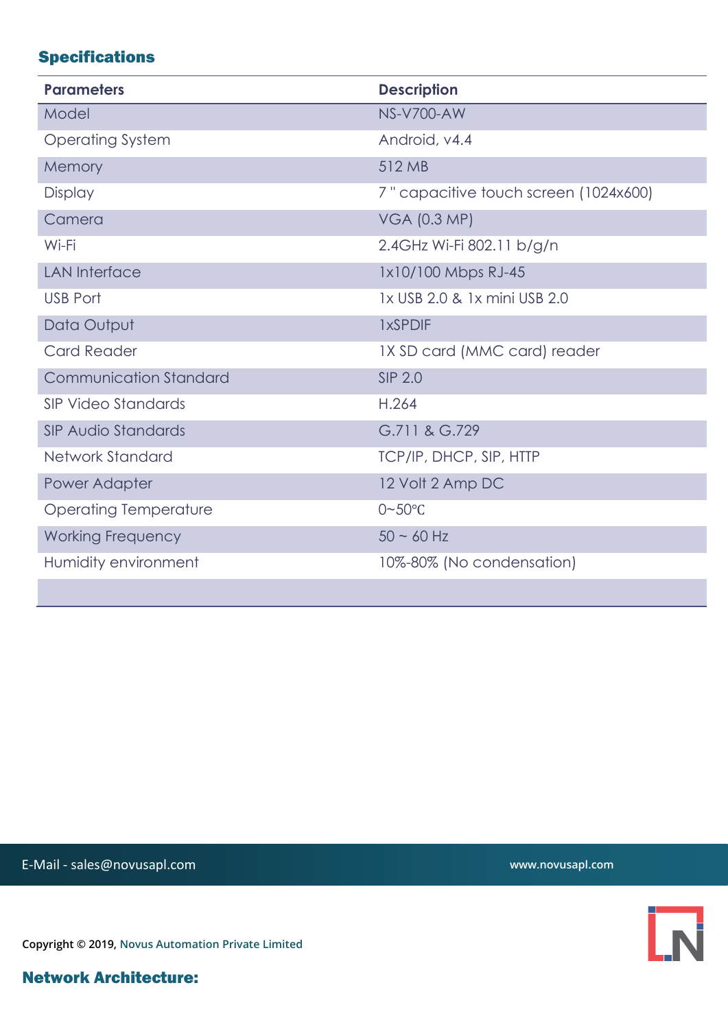## Specifications

| Parameters | Description |
|---|---|
| Model | NS-V700-AW |
| Operating System | Android, v4.4 |
| Memory | 512 MB |
| Display | 7 " capacitive touch screen (1024x600) |
| Camera | VGA (0.3 MP) |
| Wi-Fi | 2.4GHz Wi-Fi 802.11 b/g/n |
| LAN Interface | 1x10/100 Mbps RJ-45 |
| USB Port | 1x USB 2.0 & 1x mini USB 2.0 |
| Data Output | 1xSPDIF |
| Card Reader | 1X SD card (MMC card) reader |
| Communication Standard | SIP 2.0 |
| SIP Video Standards | H.264 |
| SIP Audio Standards | G.711 & G.729 |
| Network Standard | TCP/IP, DHCP, SIP, HTTP |
| Power Adapter | 12 Volt 2 Amp DC |
| Operating Temperature | 0~50℃ |
| Working Frequency | 50 ~ 60 Hz |
| Humidity environment | 10%-80% (No condensation) |
| | |

E-Mail - sales@novusapl.com

www.novusapl.com

Copyright © 2019, Novus Automation Private Limited

## Network Architecture: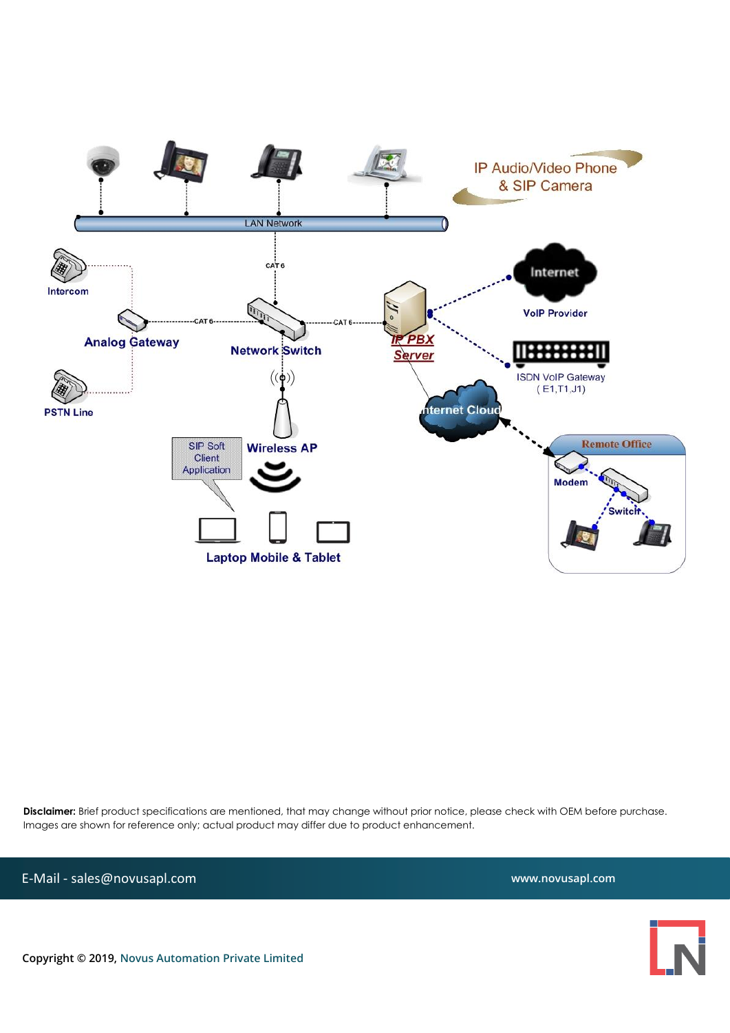IP Audio/Video Phone & SIP Camera

LAN Network

CAT 6

Intercom

Analog Gateway

CAT 6

Network Switch

CAT 6

IP PBX Server

Internet

VoIP Provider

ISDN VoIP Gateway (E1,T1,J1)

PSTN Line

Internet Cloud

Remote Office

Modem

Switch

SIP Soft Client Application

Wireless AP

Laptop Mobile & Tablet

**Disclaimer:** Brief product specifications are mentioned, that may change without prior notice, please check with OEM before purchase. Images are shown for reference only; actual product may differ due to product enhancement.

E-Mail - sales@novusapl.com

www.novusapl.com

Copyright © 2019, Novus Automation Private Limited